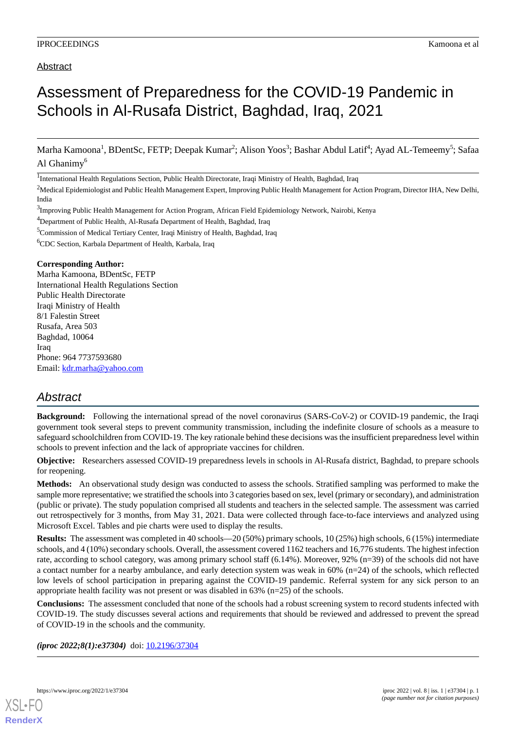Abstract

# Assessment of Preparedness for the COVID-19 Pandemic in Schools in Al-Rusafa District, Baghdad, Iraq, 2021

Marha Kamoona[1], BDentSc, FETP; Deepak Kumar[2]; Alison Yoos[3]; Bashar Abdul Latif[4]; Ayad AL-Temeemy[5]; Safaa Al Ghanimy[6]

[1]International Health Regulations Section, Public Health Directorate, Iraqi Ministry of Health, Baghdad, Iraq

[2]Medical Epidemiologist and Public Health Management Expert, Improving Public Health Management for Action Program, Director IHA, New Delhi, India

[3]Improving Public Health Management for Action Program, African Field Epidemiology Network, Nairobi, Kenya

[4]Department of Public Health, Al-Rusafa Department of Health, Baghdad, Iraq

[5]Commission of Medical Tertiary Center, Iraqi Ministry of Health, Baghdad, Iraq

[6]CDC Section, Karbala Department of Health, Karbala, Iraq

**Corresponding Author:**
Marha Kamoona, BDentSc, FETP
International Health Regulations Section
Public Health Directorate
Iraqi Ministry of Health
8/1 Falestin Street
Rusafa, Area 503
Baghdad, 10064
Iraq
Phone: 964 7737593680
Email: kdr.marha@yahoo.com

## Abstract

**Background:** Following the international spread of the novel coronavirus (SARS-CoV-2) or COVID-19 pandemic, the Iraqi government took several steps to prevent community transmission, including the indefinite closure of schools as a measure to safeguard schoolchildren from COVID-19. The key rationale behind these decisions was the insufficient preparedness level within schools to prevent infection and the lack of appropriate vaccines for children.

**Objective:** Researchers assessed COVID-19 preparedness levels in schools in Al-Rusafa district, Baghdad, to prepare schools for reopening.

**Methods:** An observational study design was conducted to assess the schools. Stratified sampling was performed to make the sample more representative; we stratified the schools into 3 categories based on sex, level (primary or secondary), and administration (public or private). The study population comprised all students and teachers in the selected sample. The assessment was carried out retrospectively for 3 months, from May 31, 2021. Data were collected through face-to-face interviews and analyzed using Microsoft Excel. Tables and pie charts were used to display the results.

**Results:** The assessment was completed in 40 schools—20 (50%) primary schools, 10 (25%) high schools, 6 (15%) intermediate schools, and 4 (10%) secondary schools. Overall, the assessment covered 1162 teachers and 16,776 students. The highest infection rate, according to school category, was among primary school staff (6.14%). Moreover, 92% (n=39) of the schools did not have a contact number for a nearby ambulance, and early detection system was weak in 60% (n=24) of the schools, which reflected low levels of school participation in preparing against the COVID-19 pandemic. Referral system for any sick person to an appropriate health facility was not present or was disabled in 63% (n=25) of the schools.

**Conclusions:** The assessment concluded that none of the schools had a robust screening system to record students infected with COVID-19. The study discusses several actions and requirements that should be reviewed and addressed to prevent the spread of COVID-19 in the schools and the community.

***(iproc 2022;8(1):e37304)*** doi: 10.2196/37304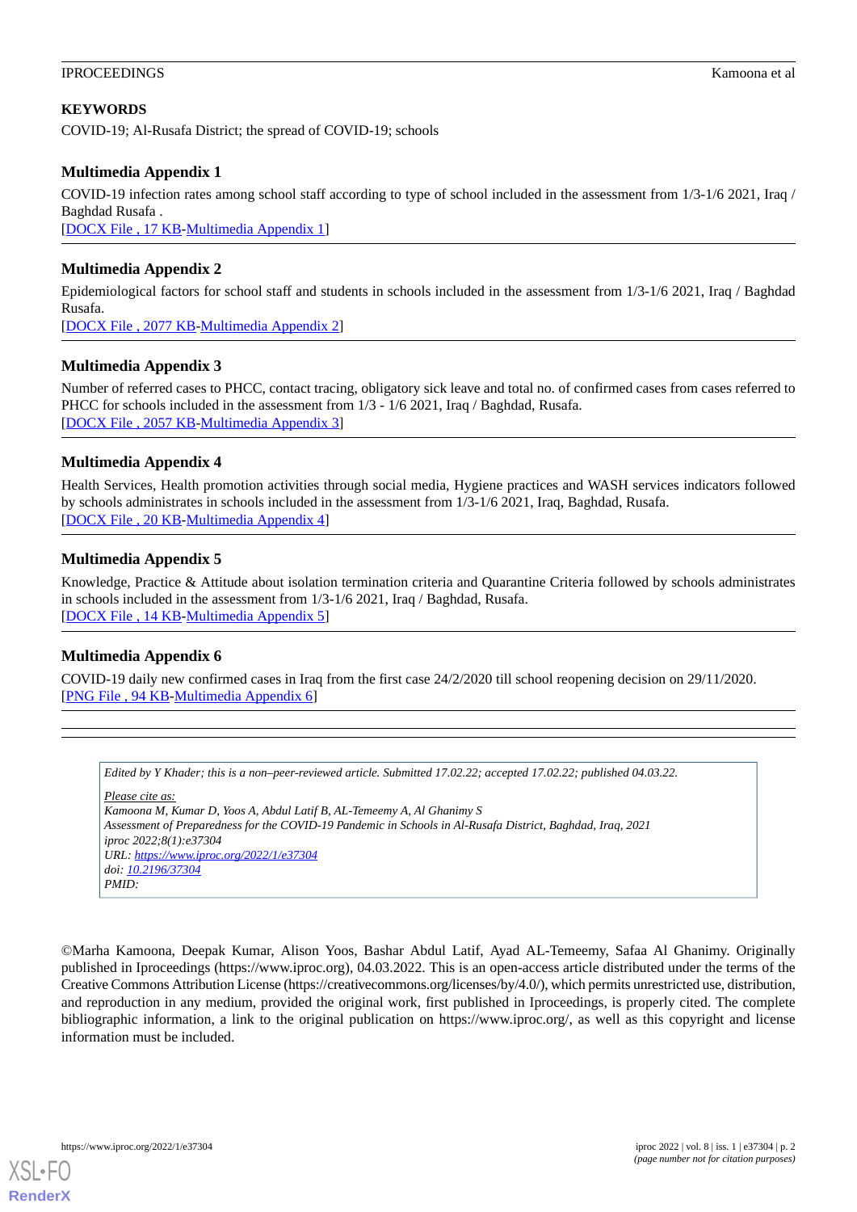## KEYWORDS

COVID-19; Al-Rusafa District; the spread of COVID-19; schools

## Multimedia Appendix 1

COVID-19 infection rates among school staff according to type of school included in the assessment from 1/3-1/6 2021, Iraq / Baghdad Rusafa .

[DOCX File , 17 KB-Multimedia Appendix 1]

## Multimedia Appendix 2

Epidemiological factors for school staff and students in schools included in the assessment from 1/3-1/6 2021, Iraq / Baghdad Rusafa.

[DOCX File , 2077 KB-Multimedia Appendix 2]

## Multimedia Appendix 3

Number of referred cases to PHCC, contact tracing, obligatory sick leave and total no. of confirmed cases from cases referred to PHCC for schools included in the assessment from 1/3 - 1/6 2021, Iraq / Baghdad, Rusafa.

[DOCX File , 2057 KB-Multimedia Appendix 3]

## Multimedia Appendix 4

Health Services, Health promotion activities through social media, Hygiene practices and WASH services indicators followed by schools administrates in schools included in the assessment from 1/3-1/6 2021, Iraq, Baghdad, Rusafa.

[DOCX File , 20 KB-Multimedia Appendix 4]

## Multimedia Appendix 5

Knowledge, Practice & Attitude about isolation termination criteria and Quarantine Criteria followed by schools administrates in schools included in the assessment from 1/3-1/6 2021, Iraq / Baghdad, Rusafa.

[DOCX File , 14 KB-Multimedia Appendix 5]

## Multimedia Appendix 6

COVID-19 daily new confirmed cases in Iraq from the first case 24/2/2020 till school reopening decision on 29/11/2020.

[PNG File , 94 KB-Multimedia Appendix 6]

---

*Edited by Y Khader; this is a non–peer-reviewed article. Submitted 17.02.22; accepted 17.02.22; published 04.03.22.*

*Please cite as:*
*Kamoona M, Kumar D, Yoos A, Abdul Latif B, AL-Temeemy A, Al Ghanimy S*
*Assessment of Preparedness for the COVID-19 Pandemic in Schools in Al-Rusafa District, Baghdad, Iraq, 2021*
*iproc 2022;8(1):e37304*
*URL: https://www.iproc.org/2022/1/e37304*
*doi: 10.2196/37304*
*PMID:*

©Marha Kamoona, Deepak Kumar, Alison Yoos, Bashar Abdul Latif, Ayad AL-Temeemy, Safaa Al Ghanimy. Originally published in Iproceedings (https://www.iproc.org), 04.03.2022. This is an open-access article distributed under the terms of the Creative Commons Attribution License (https://creativecommons.org/licenses/by/4.0/), which permits unrestricted use, distribution, and reproduction in any medium, provided the original work, first published in Iproceedings, is properly cited. The complete bibliographic information, a link to the original publication on https://www.iproc.org/, as well as this copyright and license information must be included.